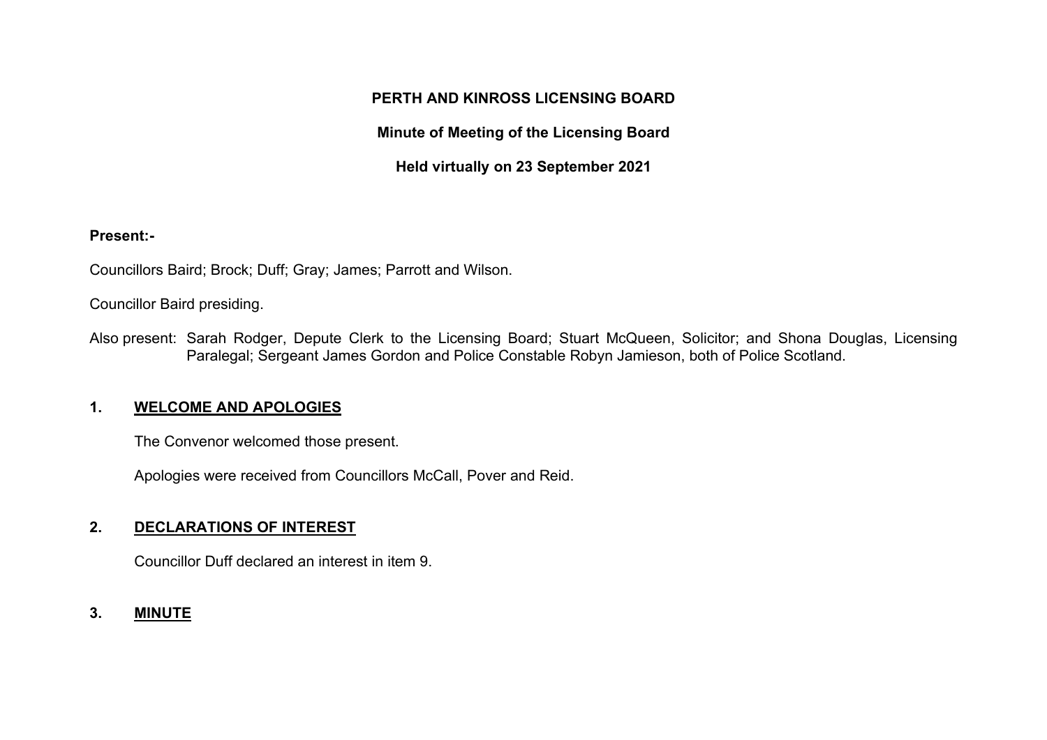# PERTH AND KINROSS LICENSING BOARD

## Minute of Meeting of the Licensing Board

### Held virtually on 23 September 2021

**Present:-**

Councillors Baird; Brock; Duff; Gray; James; Parrott and Wilson.

Councillor Baird presiding.

Also present: Sarah Rodger, Depute Clerk to the Licensing Board; Stuart McQueen, Solicitor; and Shona Douglas, Licensing Paralegal; Sergeant James Gordon and Police Constable Robyn Jamieson, both of Police Scotland.

## 1. WELCOME AND APOLOGIES

The Convenor welcomed those present.

Apologies were received from Councillors McCall, Pover and Reid.

## 2. DECLARATIONS OF INTEREST

Councillor Duff declared an interest in item 9.

## 3. MINUTE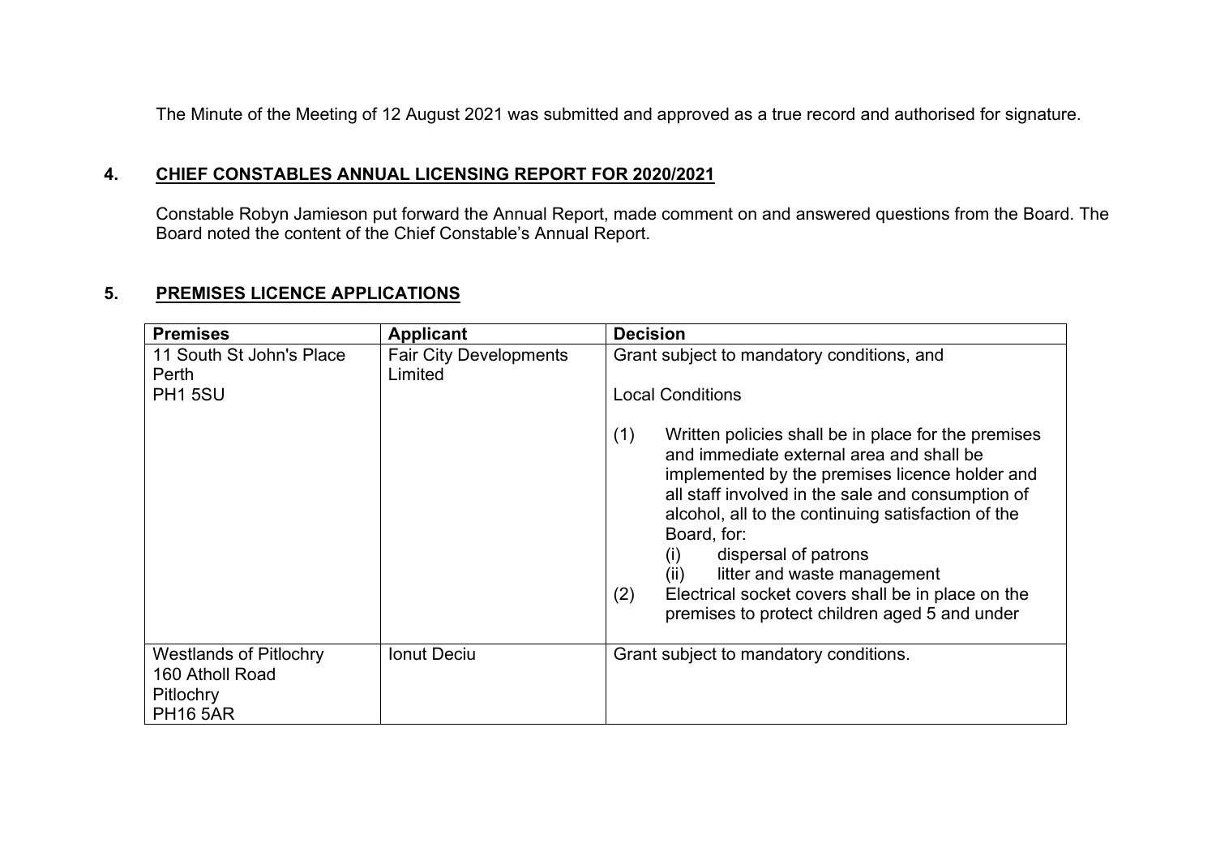The Minute of the Meeting of 12 August 2021 was submitted and approved as a true record and authorised for signature.

## 4. CHIEF CONSTABLES ANNUAL LICENSING REPORT FOR 2020/2021

Constable Robyn Jamieson put forward the Annual Report, made comment on and answered questions from the Board. The Board noted the content of the Chief Constable's Annual Report.

## 5. PREMISES LICENCE APPLICATIONS

| Premises | Applicant | Decision |
|---|---|---|
| 11 South St John's Place<br>Perth<br>PH1 5SU | Fair City Developments Limited | Grant subject to mandatory conditions, and<br><br>Local Conditions<br><br>(1) Written policies shall be in place for the premises and immediate external area and shall be implemented by the premises licence holder and all staff involved in the sale and consumption of alcohol, all to the continuing satisfaction of the Board, for:<br>(i) dispersal of patrons<br>(ii) litter and waste management<br>(2) Electrical socket covers shall be in place on the premises to protect children aged 5 and under |
| Westlands of Pitlochry<br>160 Atholl Road<br>Pitlochry<br>PH16 5AR | Ionut Deciu | Grant subject to mandatory conditions. |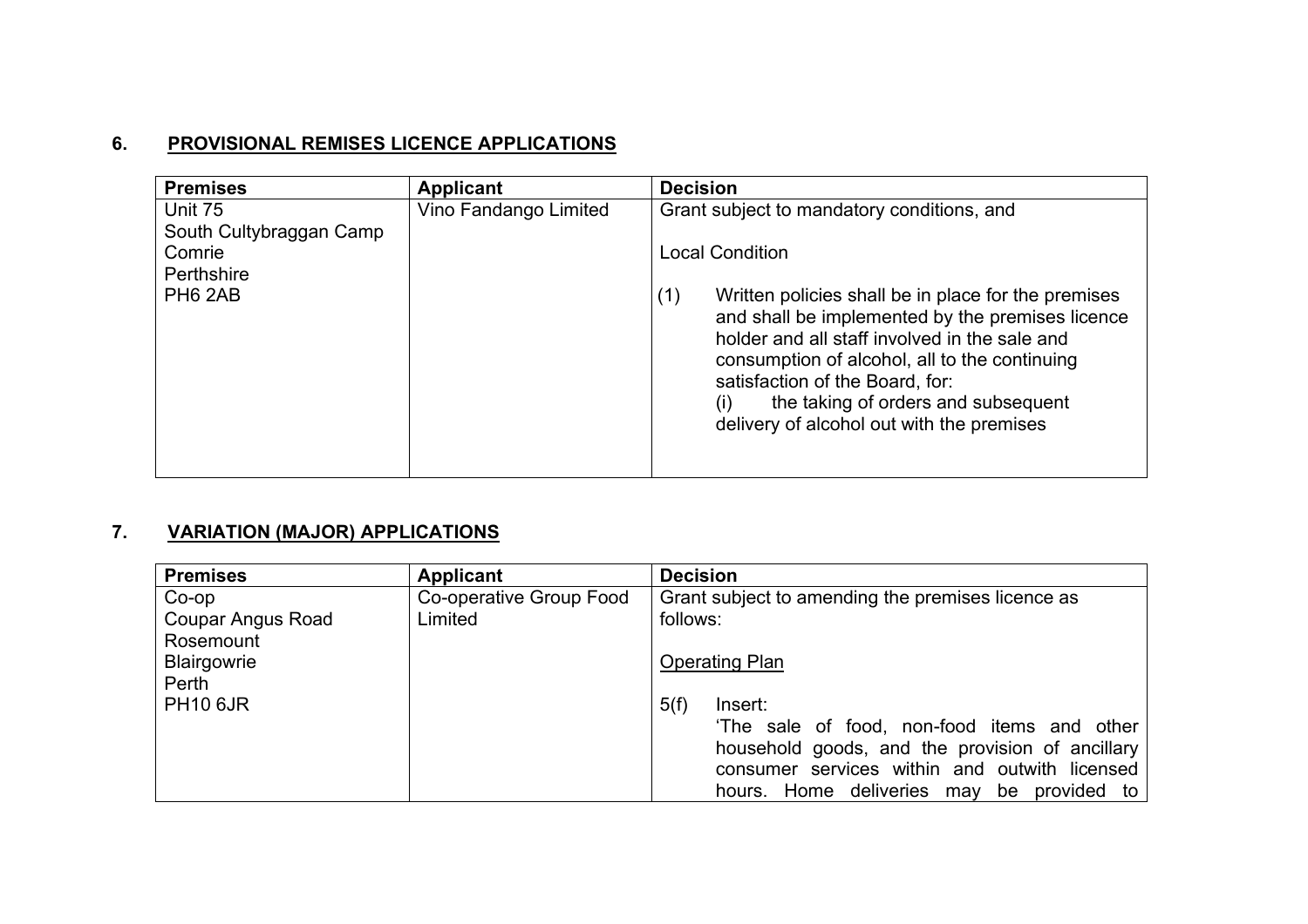## 6. PROVISIONAL REMISES LICENCE APPLICATIONS

| Premises | Applicant | Decision |
|---|---|---|
| Unit 75<br>South Cultybraggan Camp<br>Comrie<br>Perthshire<br>PH6 2AB | Vino Fandango Limited | Grant subject to mandatory conditions, and<br><br>Local Condition<br><br>(1) Written policies shall be in place for the premises and shall be implemented by the premises licence holder and all staff involved in the sale and consumption of alcohol, all to the continuing satisfaction of the Board, for:<br>(i) the taking of orders and subsequent delivery of alcohol out with the premises |

## 7. VARIATION (MAJOR) APPLICATIONS

| Premises | Applicant | Decision |
|---|---|---|
| Co-op<br>Coupar Angus Road<br>Rosemount<br>Blairgowrie<br>Perth<br>PH10 6JR | Co-operative Group Food Limited | Grant subject to amending the premises licence as follows:<br><br>Operating Plan<br><br>5(f) Insert:<br>'The sale of food, non-food items and other household goods, and the provision of ancillary consumer services within and outwith licensed hours. Home deliveries may be provided to |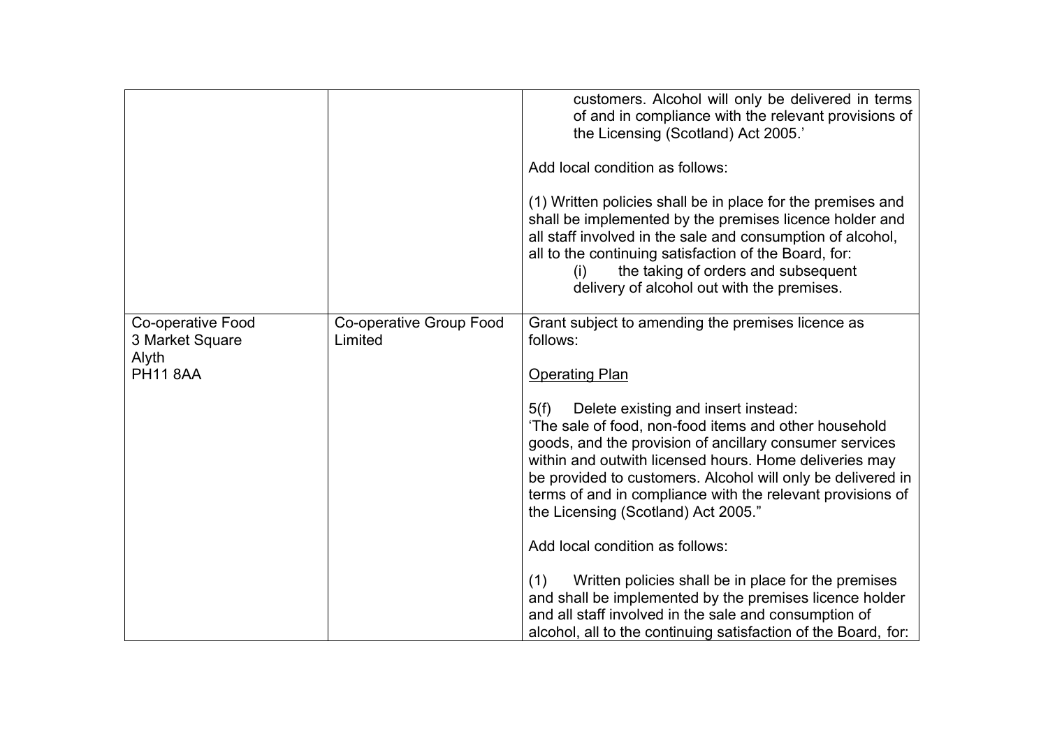|  |  | customers. Alcohol will only be delivered in terms of and in compliance with the relevant provisions of the Licensing (Scotland) Act 2005.'<br><br>Add local condition as follows:<br><br>(1) Written policies shall be in place for the premises and shall be implemented by the premises licence holder and all staff involved in the sale and consumption of alcohol, all to the continuing satisfaction of the Board, for:<br>(i) the taking of orders and subsequent delivery of alcohol out with the premises. |
|---|---|---|
| Co-operative Food<br>3 Market Square<br>Alyth<br>PH11 8AA | Co-operative Group Food Limited | Grant subject to amending the premises licence as follows:<br><br><u>Operating Plan</u><br><br>5(f) Delete existing and insert instead:<br>'The sale of food, non-food items and other household goods, and the provision of ancillary consumer services within and outwith licensed hours. Home deliveries may be provided to customers. Alcohol will only be delivered in terms of and in compliance with the relevant provisions of the Licensing (Scotland) Act 2005."<br><br>Add local condition as follows:<br><br>(1) Written policies shall be in place for the premises and shall be implemented by the premises licence holder and all staff involved in the sale and consumption of alcohol, all to the continuing satisfaction of the Board, for: |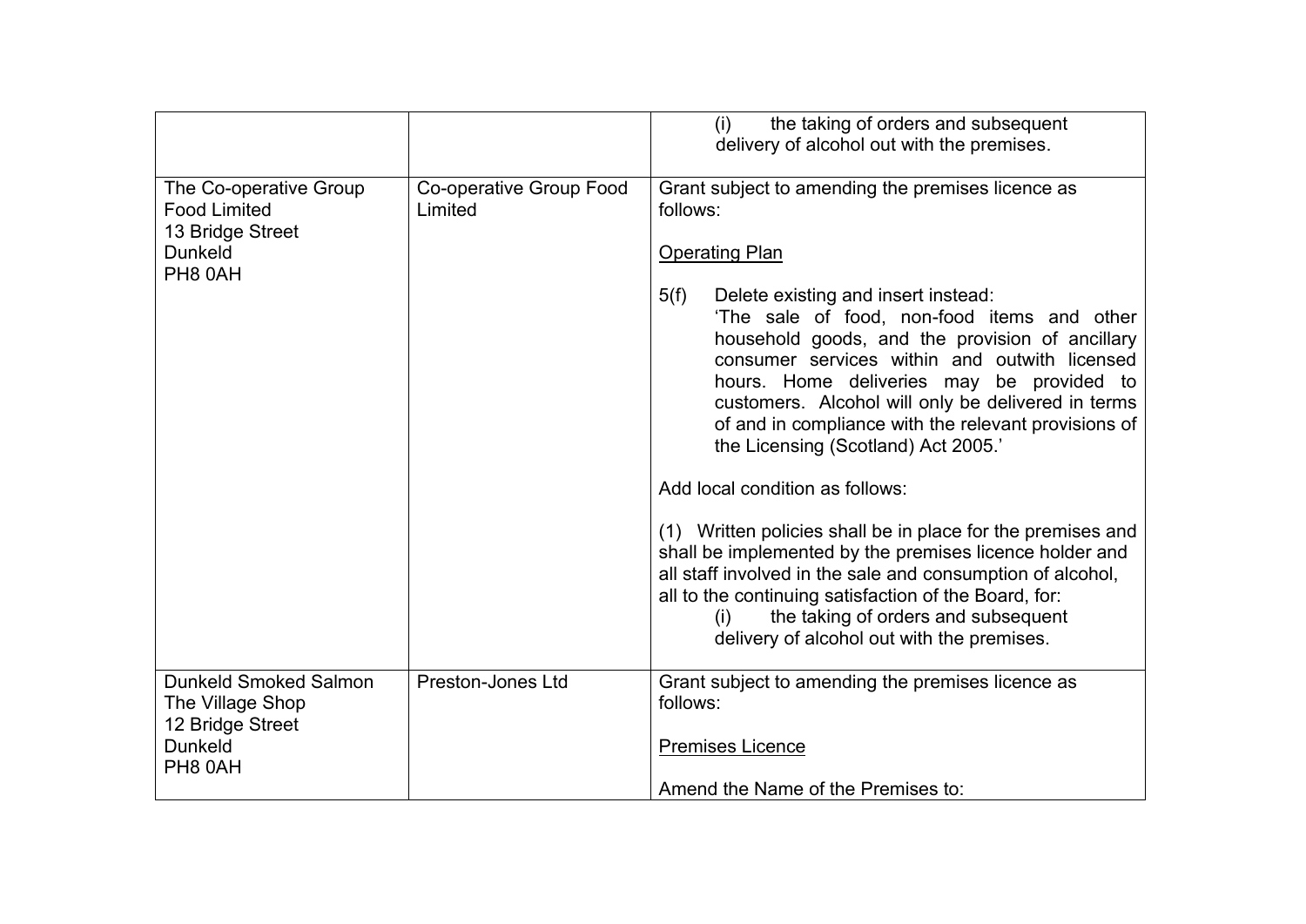| | | |
|---|---|---|
| | | (i) the taking of orders and subsequent delivery of alcohol out with the premises. |
| The Co-operative Group Food Limited<br>13 Bridge Street<br>Dunkeld<br>PH8 0AH | Co-operative Group Food Limited | Grant subject to amending the premises licence as follows:<br><br><u>Operating Plan</u><br><br>5(f) Delete existing and insert instead:<br>'The sale of food, non-food items and other household goods, and the provision of ancillary consumer services within and outwith licensed hours. Home deliveries may be provided to customers. Alcohol will only be delivered in terms of and in compliance with the relevant provisions of the Licensing (Scotland) Act 2005.'<br><br>Add local condition as follows:<br><br>(1) Written policies shall be in place for the premises and shall be implemented by the premises licence holder and all staff involved in the sale and consumption of alcohol, all to the continuing satisfaction of the Board, for:<br>(i) the taking of orders and subsequent delivery of alcohol out with the premises. |
| Dunkeld Smoked Salmon<br>The Village Shop<br>12 Bridge Street<br>Dunkeld<br>PH8 0AH | Preston-Jones Ltd | Grant subject to amending the premises licence as follows:<br><br><u>Premises Licence</u><br><br>Amend the Name of the Premises to: |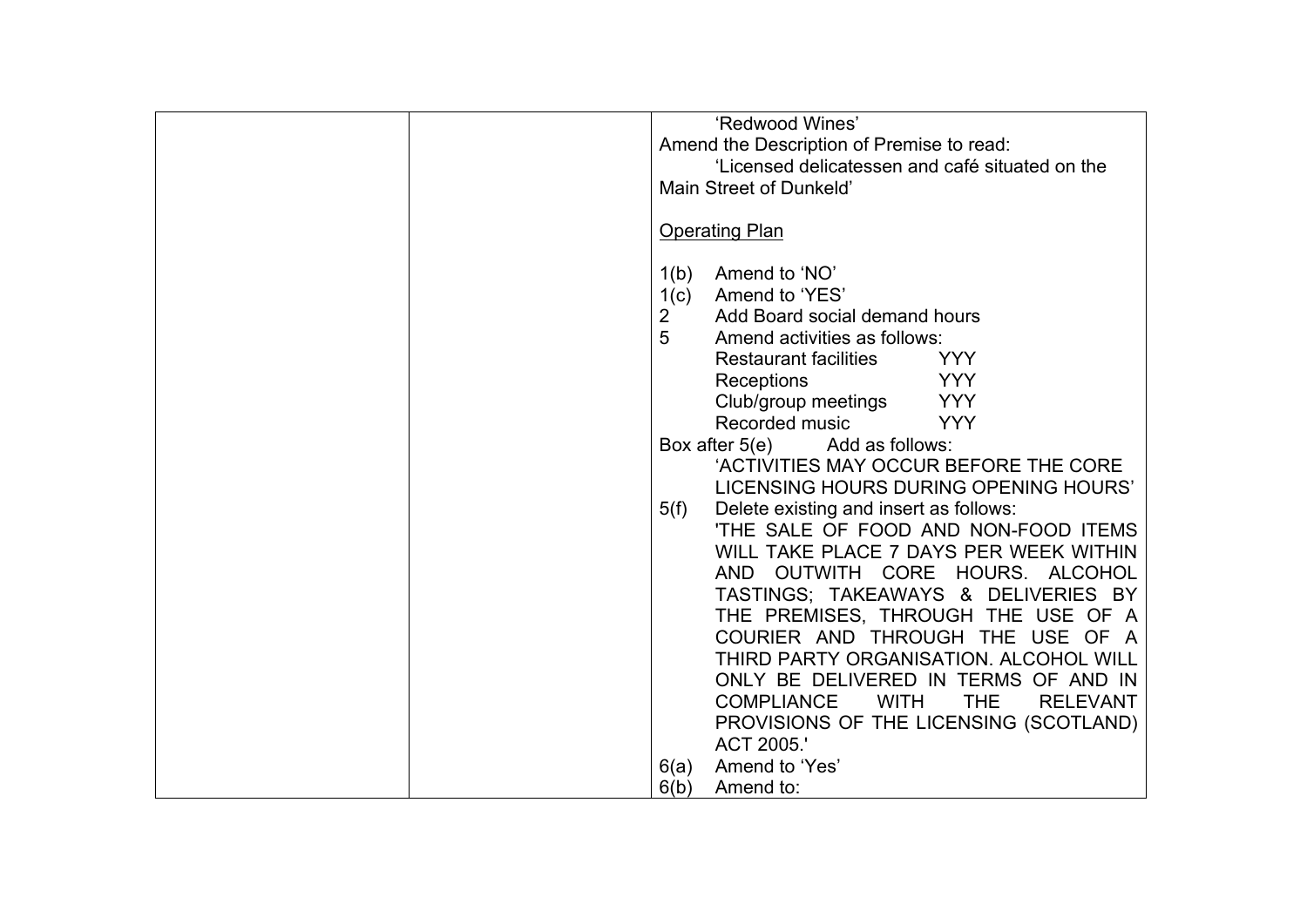| | | |
|---|---|---|
| | | 'Redwood Wines'<br>Amend the Description of Premise to read:<br>'Licensed delicatessen and café situated on the Main Street of Dunkeld'<br><br><u>Operating Plan</u><br><br>1(b) Amend to 'NO'<br>1(c) Amend to 'YES'<br>2 Add Board social demand hours<br>5 Amend activities as follows:<br>Restaurant facilities YYY<br>Receptions YYY<br>Club/group meetings YYY<br>Recorded music YYY<br>Box after 5(e) Add as follows:<br>'ACTIVITIES MAY OCCUR BEFORE THE CORE LICENSING HOURS DURING OPENING HOURS'<br>5(f) Delete existing and insert as follows:<br>'THE SALE OF FOOD AND NON-FOOD ITEMS WILL TAKE PLACE 7 DAYS PER WEEK WITHIN AND OUTWITH CORE HOURS. ALCOHOL TASTINGS; TAKEAWAYS & DELIVERIES BY THE PREMISES, THROUGH THE USE OF A COURIER AND THROUGH THE USE OF A THIRD PARTY ORGANISATION. ALCOHOL WILL ONLY BE DELIVERED IN TERMS OF AND IN COMPLIANCE WITH THE RELEVANT PROVISIONS OF THE LICENSING (SCOTLAND) ACT 2005.'<br>6(a) Amend to 'Yes'<br>6(b) Amend to: |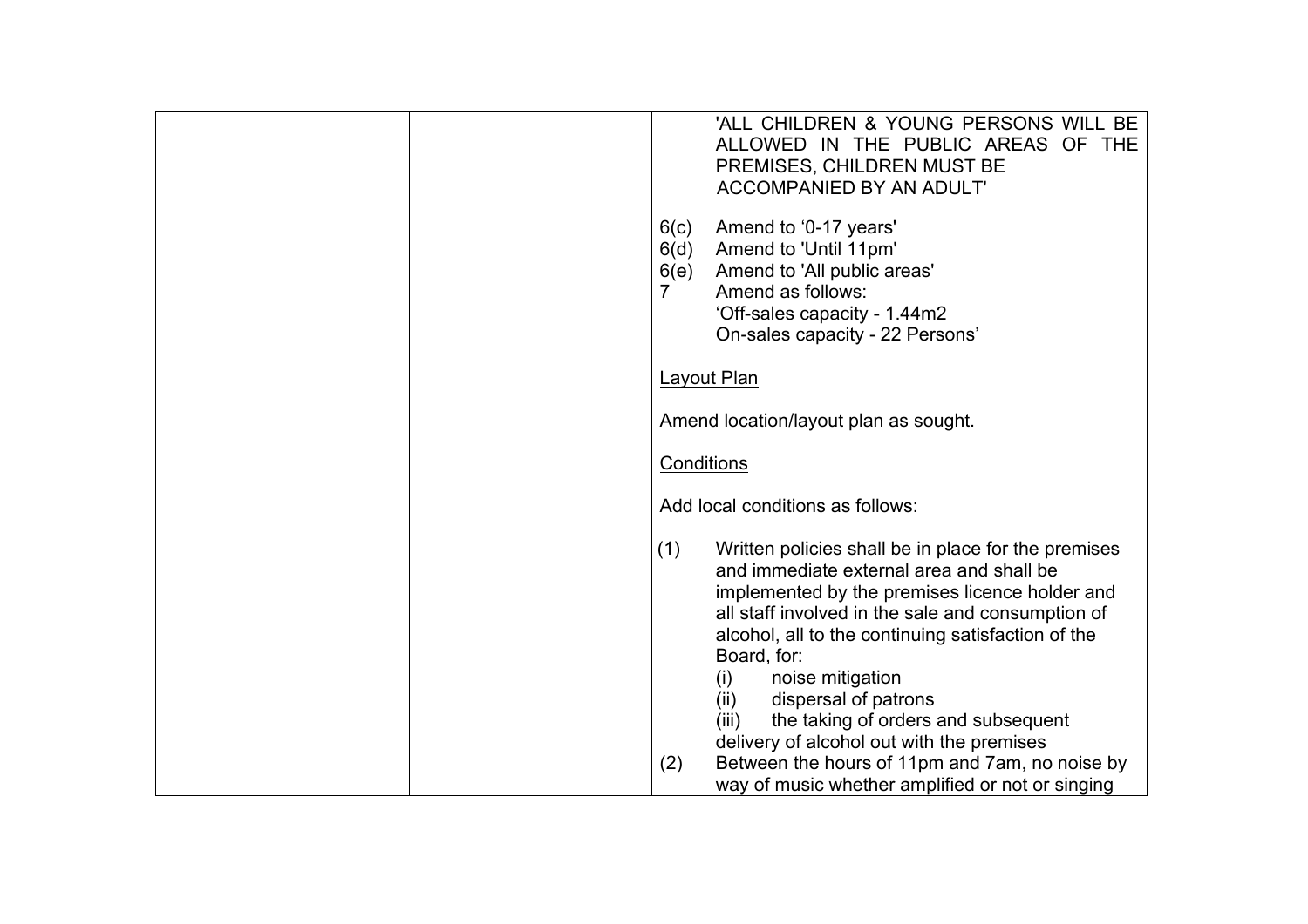| | | 'ALL CHILDREN & YOUNG PERSONS WILL BE ALLOWED IN THE PUBLIC AREAS OF THE PREMISES, CHILDREN MUST BE ACCOMPANIED BY AN ADULT'<br><br>6(c) Amend to '0-17 years'<br>6(d) Amend to 'Until 11pm'<br>6(e) Amend to 'All public areas'<br>7 Amend as follows:<br>'Off-sales capacity - 1.44m2<br>On-sales capacity - 22 Persons'<br><br><u>Layout Plan</u><br><br>Amend location/layout plan as sought.<br><br><u>Conditions</u><br><br>Add local conditions as follows:<br><br>(1) Written policies shall be in place for the premises and immediate external area and shall be implemented by the premises licence holder and all staff involved in the sale and consumption of alcohol, all to the continuing satisfaction of the Board, for:<br>(i) noise mitigation<br>(ii) dispersal of patrons<br>(iii) the taking of orders and subsequent delivery of alcohol out with the premises<br>(2) Between the hours of 11pm and 7am, no noise by way of music whether amplified or not or singing |
|---|---|---|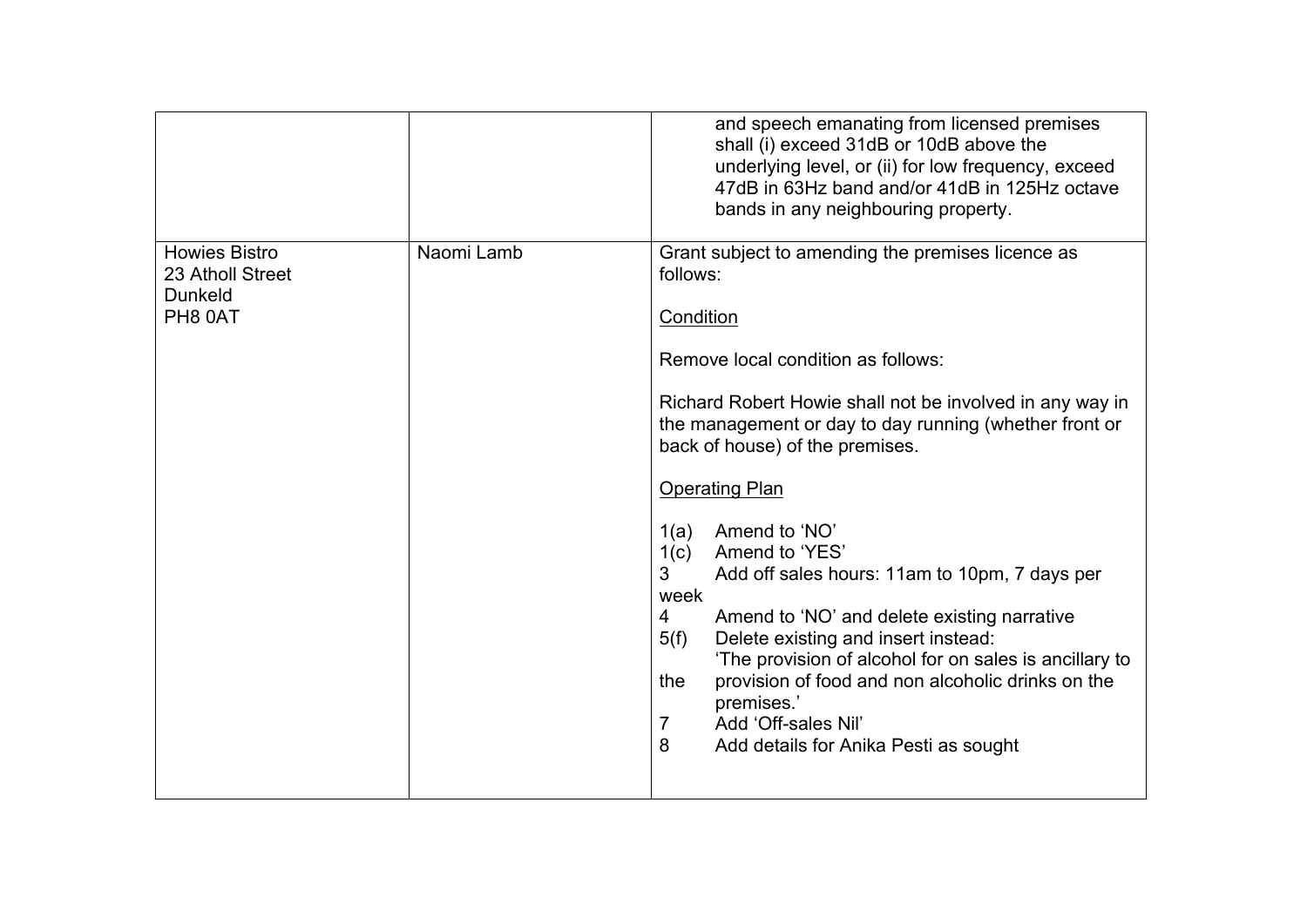| | | |
|---|---|---|
| | | and speech emanating from licensed premises shall (i) exceed 31dB or 10dB above the underlying level, or (ii) for low frequency, exceed 47dB in 63Hz band and/or 41dB in 125Hz octave bands in any neighbouring property. |
| Howies Bistro<br>23 Atholl Street<br>Dunkeld<br>PH8 0AT | Naomi Lamb | Grant subject to amending the premises licence as follows:<br><br><u>Condition</u><br><br>Remove local condition as follows:<br><br>Richard Robert Howie shall not be involved in any way in the management or day to day running (whether front or back of house) of the premises.<br><br><u>Operating Plan</u><br><br>1(a) Amend to 'NO'<br>1(c) Amend to 'YES'<br>3 Add off sales hours: 11am to 10pm, 7 days per week<br>4 Amend to 'NO' and delete existing narrative<br>5(f) Delete existing and insert instead: 'The provision of alcohol for on sales is ancillary to the provision of food and non alcoholic drinks on the premises.'<br>7 Add 'Off-sales Nil'<br>8 Add details for Anika Pesti as sought |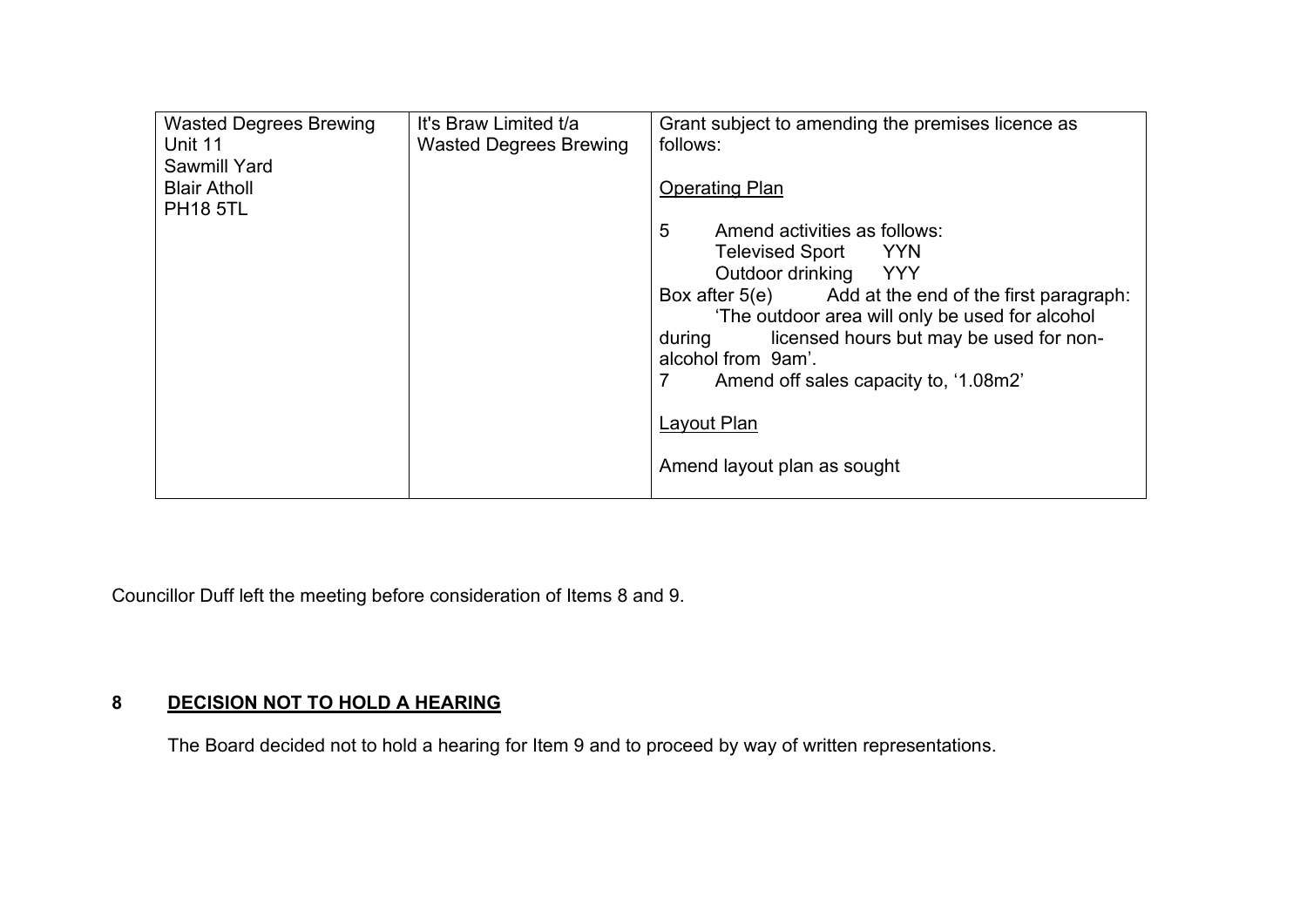| | | |
|---|---|---|
| Wasted Degrees Brewing<br>Unit 11<br>Sawmill Yard<br>Blair Atholl<br>PH18 5TL | It's Braw Limited t/a<br>Wasted Degrees Brewing | Grant subject to amending the premises licence as follows:<br><br><u>Operating Plan</u><br><br>5 Amend activities as follows:<br>Televised Sport YYN<br>Outdoor drinking YYY<br>Box after 5(e) Add at the end of the first paragraph: 'The outdoor area will only be used for alcohol during licensed hours but may be used for non-alcohol from 9am'.<br>7 Amend off sales capacity to, '1.08m2'<br><br><u>Layout Plan</u><br><br>Amend layout plan as sought |

Councillor Duff left the meeting before consideration of Items 8 and 9.

## 8 DECISION NOT TO HOLD A HEARING

The Board decided not to hold a hearing for Item 9 and to proceed by way of written representations.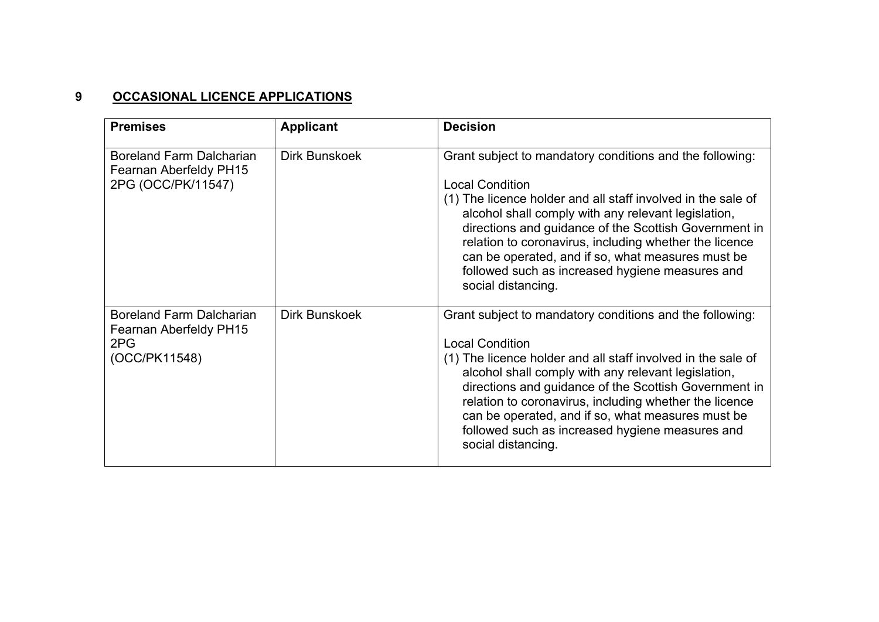## 9 OCCASIONAL LICENCE APPLICATIONS

| Premises | Applicant | Decision |
|---|---|---|
| Boreland Farm Dalcharian Fearnan Aberfeldy PH15 2PG (OCC/PK/11547) | Dirk Bunskoek | Grant subject to mandatory conditions and the following:<br><br>Local Condition<br>(1) The licence holder and all staff involved in the sale of alcohol shall comply with any relevant legislation, directions and guidance of the Scottish Government in relation to coronavirus, including whether the licence can be operated, and if so, what measures must be followed such as increased hygiene measures and social distancing. |
| Boreland Farm Dalcharian Fearnan Aberfeldy PH15 2PG (OCC/PK11548) | Dirk Bunskoek | Grant subject to mandatory conditions and the following:<br><br>Local Condition<br>(1) The licence holder and all staff involved in the sale of alcohol shall comply with any relevant legislation, directions and guidance of the Scottish Government in relation to coronavirus, including whether the licence can be operated, and if so, what measures must be followed such as increased hygiene measures and social distancing. |